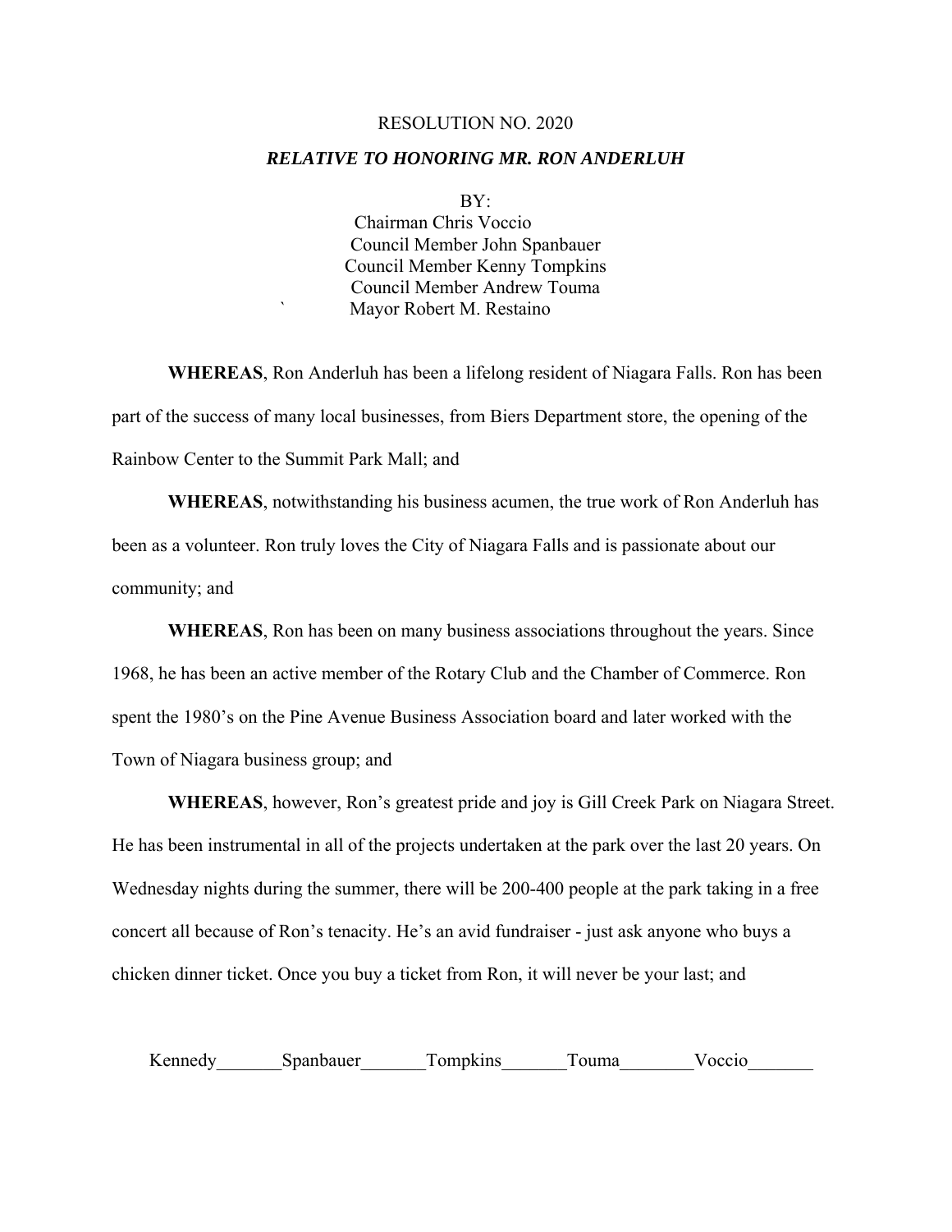RESOLUTION NO. 2020

***RELATIVE TO HONORING MR. RON ANDERLUH***

BY:
Chairman Chris Voccio
Council Member John Spanbauer
Council Member Kenny Tompkins
Council Member Andrew Touma
` Mayor Robert M. Restaino

**WHEREAS**, Ron Anderluh has been a lifelong resident of Niagara Falls. Ron has been part of the success of many local businesses, from Biers Department store, the opening of the Rainbow Center to the Summit Park Mall; and

**WHEREAS**, notwithstanding his business acumen, the true work of Ron Anderluh has been as a volunteer. Ron truly loves the City of Niagara Falls and is passionate about our community; and

**WHEREAS**, Ron has been on many business associations throughout the years. Since 1968, he has been an active member of the Rotary Club and the Chamber of Commerce. Ron spent the 1980's on the Pine Avenue Business Association board and later worked with the Town of Niagara business group; and

**WHEREAS**, however, Ron's greatest pride and joy is Gill Creek Park on Niagara Street. He has been instrumental in all of the projects undertaken at the park over the last 20 years. On Wednesday nights during the summer, there will be 200-400 people at the park taking in a free concert all because of Ron's tenacity. He's an avid fundraiser - just ask anyone who buys a chicken dinner ticket. Once you buy a ticket from Ron, it will never be your last; and

Kennedy_______Spanbauer_______Tompkins_______Touma________Voccio_______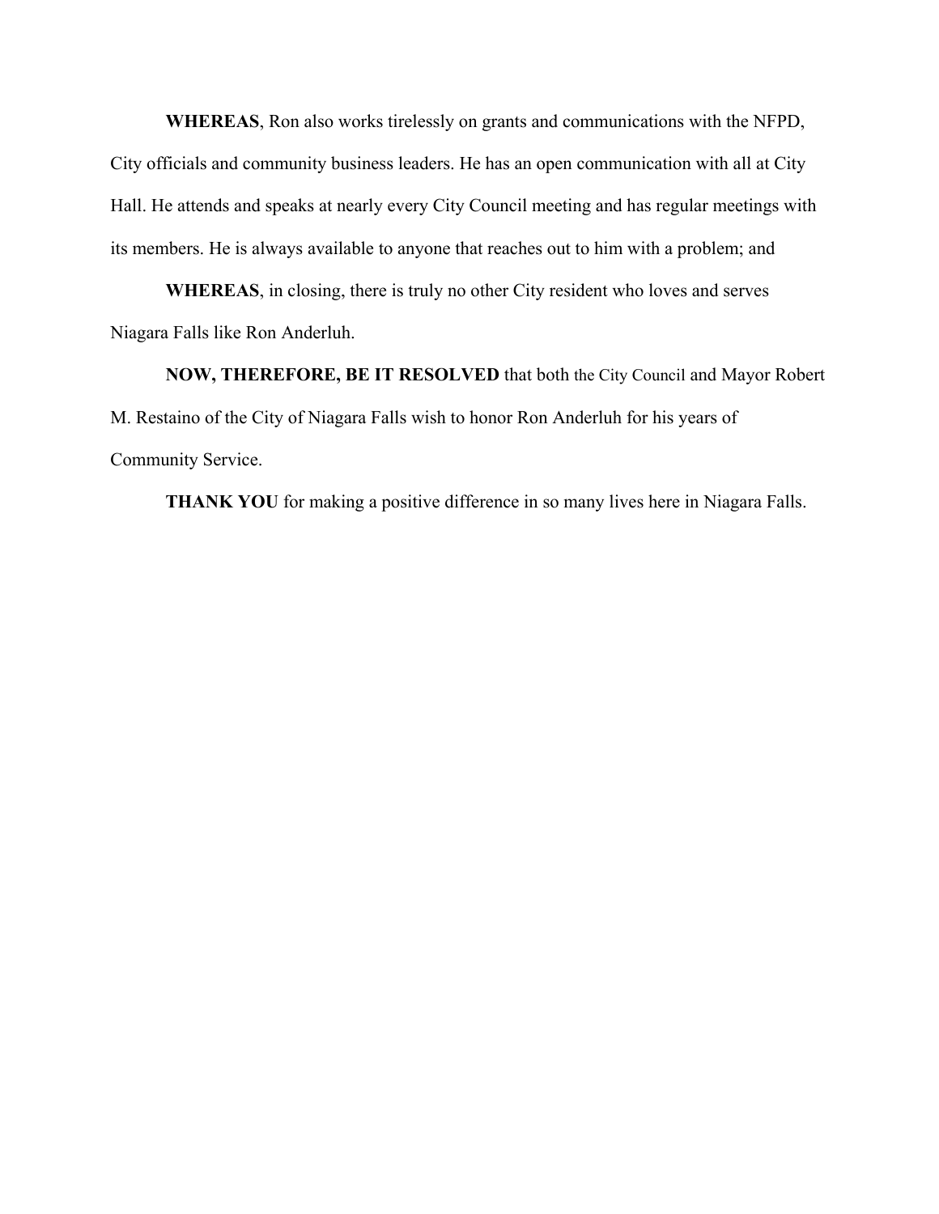**WHEREAS**, Ron also works tirelessly on grants and communications with the NFPD, City officials and community business leaders. He has an open communication with all at City Hall. He attends and speaks at nearly every City Council meeting and has regular meetings with its members. He is always available to anyone that reaches out to him with a problem; and

**WHEREAS**, in closing, there is truly no other City resident who loves and serves Niagara Falls like Ron Anderluh.

**NOW, THEREFORE, BE IT RESOLVED** that both the City Council and Mayor Robert M. Restaino of the City of Niagara Falls wish to honor Ron Anderluh for his years of Community Service.

**THANK YOU** for making a positive difference in so many lives here in Niagara Falls.